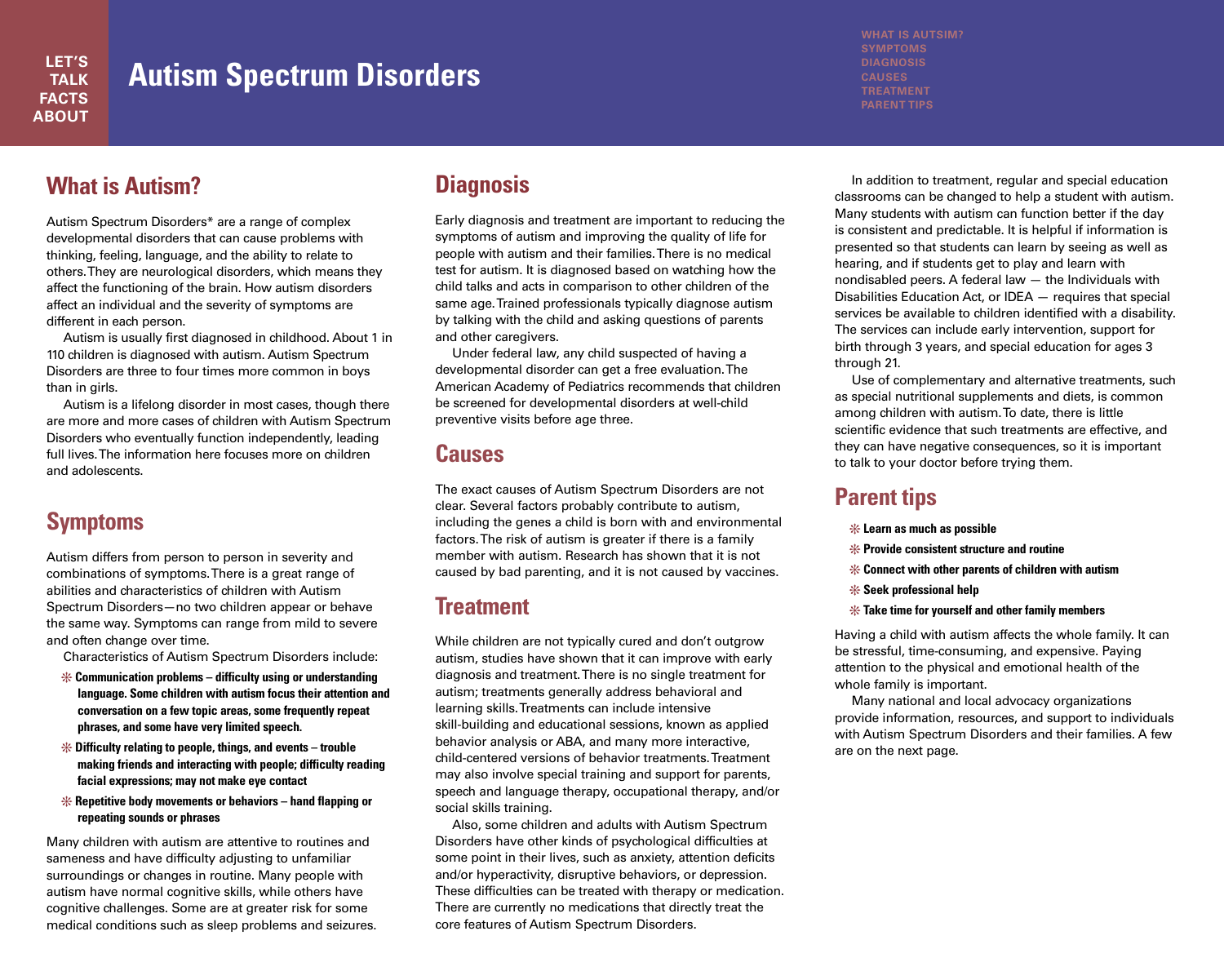LET'S TALK FACTS ABOUT

# Autism Spectrum Disorders

WHAT IS AUTSIM?
SYMPTOMS
DIAGNOSIS
CAUSES
TREATMENT
PARENT TIPS

## What is Autism?

Autism Spectrum Disorders* are a range of complex developmental disorders that can cause problems with thinking, feeling, language, and the ability to relate to others. They are neurological disorders, which means they affect the functioning of the brain. How autism disorders affect an individual and the severity of symptoms are different in each person.

Autism is usually first diagnosed in childhood. About 1 in 110 children is diagnosed with autism. Autism Spectrum Disorders are three to four times more common in boys than in girls.

Autism is a lifelong disorder in most cases, though there are more and more cases of children with Autism Spectrum Disorders who eventually function independently, leading full lives. The information here focuses more on children and adolescents.

## Symptoms

Autism differs from person to person in severity and combinations of symptoms. There is a great range of abilities and characteristics of children with Autism Spectrum Disorders—no two children appear or behave the same way. Symptoms can range from mild to severe and often change over time.

Characteristics of Autism Spectrum Disorders include:

- **Communication problems – difficulty using or understanding language. Some children with autism focus their attention and conversation on a few topic areas, some frequently repeat phrases, and some have very limited speech.**
- **Difficulty relating to people, things, and events – trouble making friends and interacting with people; difficulty reading facial expressions; may not make eye contact**
- **Repetitive body movements or behaviors – hand flapping or repeating sounds or phrases**

Many children with autism are attentive to routines and sameness and have difficulty adjusting to unfamiliar surroundings or changes in routine. Many people with autism have normal cognitive skills, while others have cognitive challenges. Some are at greater risk for some medical conditions such as sleep problems and seizures.

## Diagnosis

Early diagnosis and treatment are important to reducing the symptoms of autism and improving the quality of life for people with autism and their families. There is no medical test for autism. It is diagnosed based on watching how the child talks and acts in comparison to other children of the same age. Trained professionals typically diagnose autism by talking with the child and asking questions of parents and other caregivers.

Under federal law, any child suspected of having a developmental disorder can get a free evaluation. The American Academy of Pediatrics recommends that children be screened for developmental disorders at well-child preventive visits before age three.

## Causes

The exact causes of Autism Spectrum Disorders are not clear. Several factors probably contribute to autism, including the genes a child is born with and environmental factors. The risk of autism is greater if there is a family member with autism. Research has shown that it is not caused by bad parenting, and it is not caused by vaccines.

## Treatment

While children are not typically cured and don't outgrow autism, studies have shown that it can improve with early diagnosis and treatment. There is no single treatment for autism; treatments generally address behavioral and learning skills. Treatments can include intensive skill-building and educational sessions, known as applied behavior analysis or ABA, and many more interactive, child-centered versions of behavior treatments. Treatment may also involve special training and support for parents, speech and language therapy, occupational therapy, and/or social skills training.

Also, some children and adults with Autism Spectrum Disorders have other kinds of psychological difficulties at some point in their lives, such as anxiety, attention deficits and/or hyperactivity, disruptive behaviors, or depression. These difficulties can be treated with therapy or medication. There are currently no medications that directly treat the core features of Autism Spectrum Disorders.

In addition to treatment, regular and special education classrooms can be changed to help a student with autism. Many students with autism can function better if the day is consistent and predictable. It is helpful if information is presented so that students can learn by seeing as well as hearing, and if students get to play and learn with nondisabled peers. A federal law — the Individuals with Disabilities Education Act, or IDEA — requires that special services be available to children identified with a disability. The services can include early intervention, support for birth through 3 years, and special education for ages 3 through 21.

Use of complementary and alternative treatments, such as special nutritional supplements and diets, is common among children with autism. To date, there is little scientific evidence that such treatments are effective, and they can have negative consequences, so it is important to talk to your doctor before trying them.

## Parent tips

- **Learn as much as possible**
- **Provide consistent structure and routine**
- **Connect with other parents of children with autism**
- **Seek professional help**
- **Take time for yourself and other family members**

Having a child with autism affects the whole family. It can be stressful, time-consuming, and expensive. Paying attention to the physical and emotional health of the whole family is important.

Many national and local advocacy organizations provide information, resources, and support to individuals with Autism Spectrum Disorders and their families. A few are on the next page.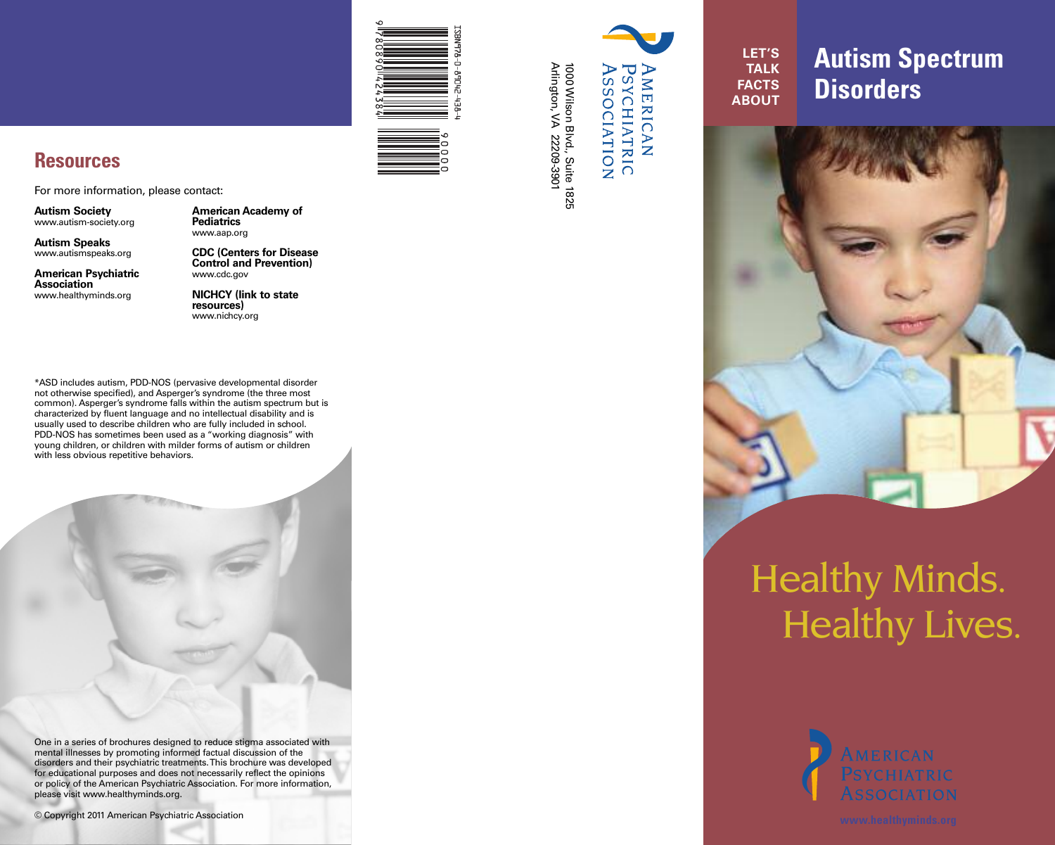## Resources

For more information, please contact:

**Autism Society**
www.autism-society.org

**Autism Speaks**
www.autismspeaks.org

**American Psychiatric Association**
www.healthyminds.org

**American Academy of Pediatrics**
www.aap.org

**CDC (Centers for Disease Control and Prevention)**
www.cdc.gov

**NICHCY (link to state resources)**
www.nichcy.org

*ASD includes autism, PDD-NOS (pervasive developmental disorder not otherwise specified), and Asperger's syndrome (the three most common). Asperger's syndrome falls within the autism spectrum but is characterized by fluent language and no intellectual disability and is usually used to describe children who are fully included in school. PDD-NOS has sometimes been used as a "working diagnosis" with young children, or children with milder forms of autism or children with less obvious repetitive behaviors.

One in a series of brochures designed to reduce stigma associated with mental illnesses by promoting informed factual discussion of the disorders and their psychiatric treatments. This brochure was developed for educational purposes and does not necessarily reflect the opinions or policy of the American Psychiatric Association. For more information, please visit www.healthyminds.org.

© Copyright 2011 American Psychiatric Association

ISBN978-0-89042-438-4

9 780890 424384

90000

American Psychiatric Association

1000 Wilson Blvd., Suite 1825
Arlington, VA 22209-3901

LET'S TALK FACTS ABOUT

# Autism Spectrum Disorders

Healthy Minds.
Healthy Lives.

American Psychiatric Association

www.healthyminds.org